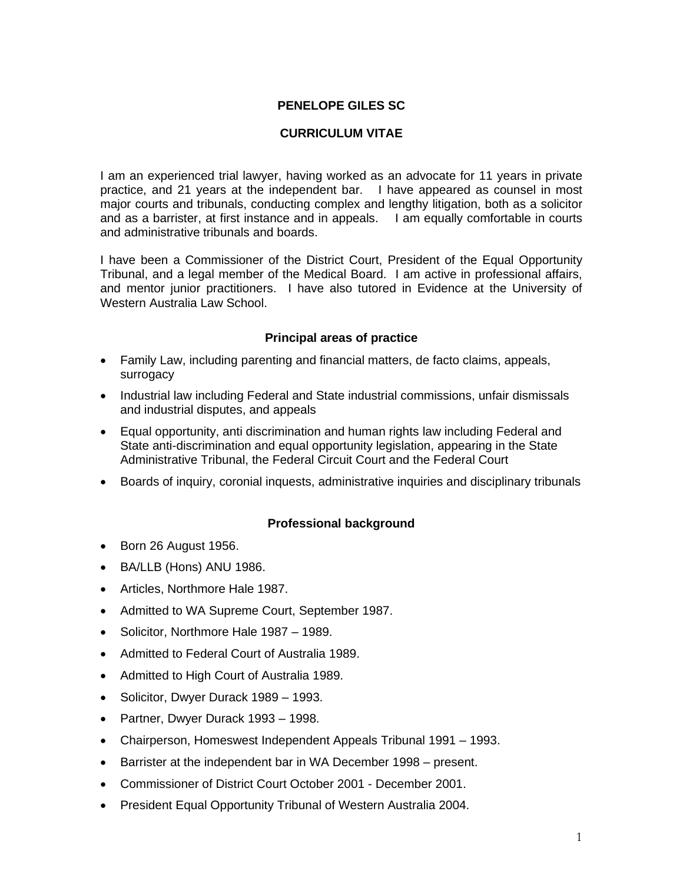# PENELOPE GILES SC

## CURRICULUM VITAE

I am an experienced trial lawyer, having worked as an advocate for 11 years in private practice, and 21 years at the independent bar. I have appeared as counsel in most major courts and tribunals, conducting complex and lengthy litigation, both as a solicitor and as a barrister, at first instance and in appeals. I am equally comfortable in courts and administrative tribunals and boards.

I have been a Commissioner of the District Court, President of the Equal Opportunity Tribunal, and a legal member of the Medical Board. I am active in professional affairs, and mentor junior practitioners. I have also tutored in Evidence at the University of Western Australia Law School.

### Principal areas of practice

- Family Law, including parenting and financial matters, de facto claims, appeals, surrogacy
- Industrial law including Federal and State industrial commissions, unfair dismissals and industrial disputes, and appeals
- Equal opportunity, anti discrimination and human rights law including Federal and State anti-discrimination and equal opportunity legislation, appearing in the State Administrative Tribunal, the Federal Circuit Court and the Federal Court
- Boards of inquiry, coronial inquests, administrative inquiries and disciplinary tribunals

### Professional background

- Born 26 August 1956.
- BA/LLB (Hons) ANU 1986.
- Articles, Northmore Hale 1987.
- Admitted to WA Supreme Court, September 1987.
- Solicitor, Northmore Hale 1987 – 1989.
- Admitted to Federal Court of Australia 1989.
- Admitted to High Court of Australia 1989.
- Solicitor, Dwyer Durack 1989 – 1993.
- Partner, Dwyer Durack 1993 – 1998.
- Chairperson, Homeswest Independent Appeals Tribunal 1991 – 1993.
- Barrister at the independent bar in WA December 1998 – present.
- Commissioner of District Court October 2001 - December 2001.
- President Equal Opportunity Tribunal of Western Australia 2004.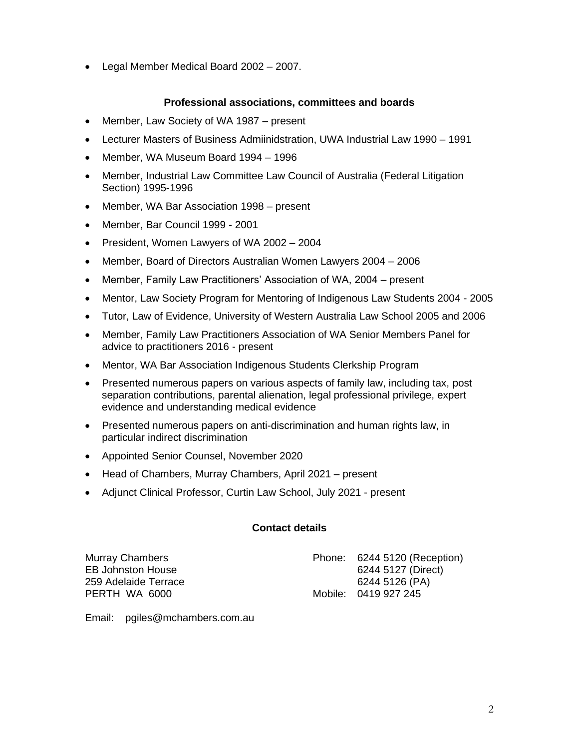- Legal Member Medical Board 2002 – 2007.

## Professional associations, committees and boards

- Member, Law Society of WA 1987 – present
- Lecturer Masters of Business Admiinidstration, UWA Industrial Law 1990 – 1991
- Member, WA Museum Board 1994 – 1996
- Member, Industrial Law Committee Law Council of Australia (Federal Litigation Section) 1995-1996
- Member, WA Bar Association 1998 – present
- Member, Bar Council 1999 - 2001
- President, Women Lawyers of WA 2002 – 2004
- Member, Board of Directors Australian Women Lawyers 2004 – 2006
- Member, Family Law Practitioners' Association of WA, 2004 – present
- Mentor, Law Society Program for Mentoring of Indigenous Law Students 2004 - 2005
- Tutor, Law of Evidence, University of Western Australia Law School 2005 and 2006
- Member, Family Law Practitioners Association of WA Senior Members Panel for advice to practitioners 2016 - present
- Mentor, WA Bar Association Indigenous Students Clerkship Program
- Presented numerous papers on various aspects of family law, including tax, post separation contributions, parental alienation, legal professional privilege, expert evidence and understanding medical evidence
- Presented numerous papers on anti-discrimination and human rights law, in particular indirect discrimination
- Appointed Senior Counsel, November 2020
- Head of Chambers, Murray Chambers, April 2021 – present
- Adjunct Clinical Professor, Curtin Law School, July 2021 - present

## Contact details

Murray Chambers
EB Johnston House
259 Adelaide Terrace
PERTH WA 6000

Phone: 6244 5120 (Reception)
6244 5127 (Direct)
6244 5126 (PA)
Mobile: 0419 927 245

Email: pgiles@mchambers.com.au